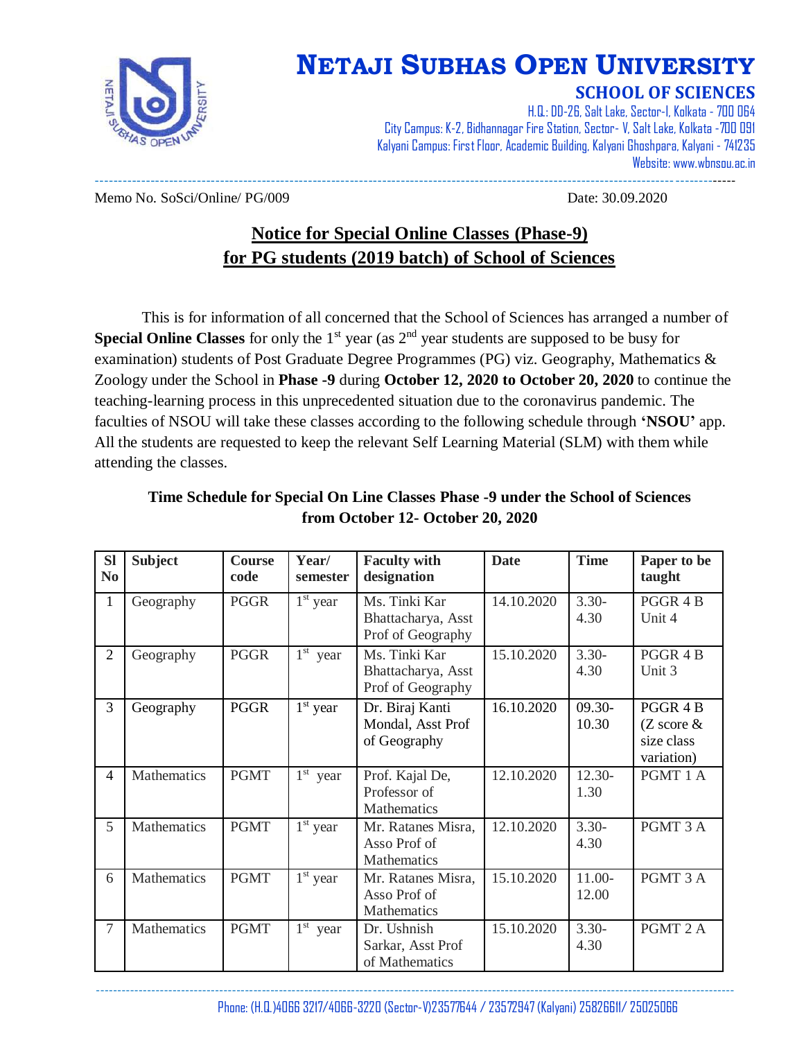# NETAJI SUBHAS OPEN UNIVERSITY

## SCHOOL OF SCIENCES

H.Q.: DD-26, Salt Lake, Sector-I, Kolkata - 700 064
City Campus: K-2, Bidhannagar Fire Station, Sector- V, Salt Lake, Kolkata -700 091
Kalyani Campus: First Floor, Academic Building, Kalyani Ghoshpara, Kalyani - 741235
Website: www.wbnsou.ac.in

Memo No. SoSci/Online/ PG/009 Date: 30.09.2020

### Notice for Special Online Classes (Phase-9) for PG students (2019 batch) of School of Sciences

This is for information of all concerned that the School of Sciences has arranged a number of **Special Online Classes** for only the 1st year (as 2nd year students are supposed to be busy for examination) students of Post Graduate Degree Programmes (PG) viz. Geography, Mathematics & Zoology under the School in **Phase -9** during **October 12, 2020 to October 20, 2020** to continue the teaching-learning process in this unprecedented situation due to the coronavirus pandemic. The faculties of NSOU will take these classes according to the following schedule through **'NSOU'** app. All the students are requested to keep the relevant Self Learning Material (SLM) with them while attending the classes.

**Time Schedule for Special On Line Classes Phase -9 under the School of Sciences from October 12- October 20, 2020**

| Sl No | Subject | Course code | Year/ semester | Faculty with designation | Date | Time | Paper to be taught |
|---|---|---|---|---|---|---|---|
| 1 | Geography | PGGR | 1st year | Ms. Tinki Kar Bhattacharya, Asst Prof of Geography | 14.10.2020 | 3.30-4.30 | PGGR 4 B Unit 4 |
| 2 | Geography | PGGR | 1st year | Ms. Tinki Kar Bhattacharya, Asst Prof of Geography | 15.10.2020 | 3.30-4.30 | PGGR 4 B Unit 3 |
| 3 | Geography | PGGR | 1st year | Dr. Biraj Kanti Mondal, Asst Prof of Geography | 16.10.2020 | 09.30-10.30 | PGGR 4 B (Z score & size class variation) |
| 4 | Mathematics | PGMT | 1st year | Prof. Kajal De, Professor of Mathematics | 12.10.2020 | 12.30-1.30 | PGMT 1 A |
| 5 | Mathematics | PGMT | 1st year | Mr. Ratanes Misra, Asso Prof of Mathematics | 12.10.2020 | 3.30-4.30 | PGMT 3 A |
| 6 | Mathematics | PGMT | 1st year | Mr. Ratanes Misra, Asso Prof of Mathematics | 15.10.2020 | 11.00-12.00 | PGMT 3 A |
| 7 | Mathematics | PGMT | 1st year | Dr. Ushnish Sarkar, Asst Prof of Mathematics | 15.10.2020 | 3.30-4.30 | PGMT 2 A |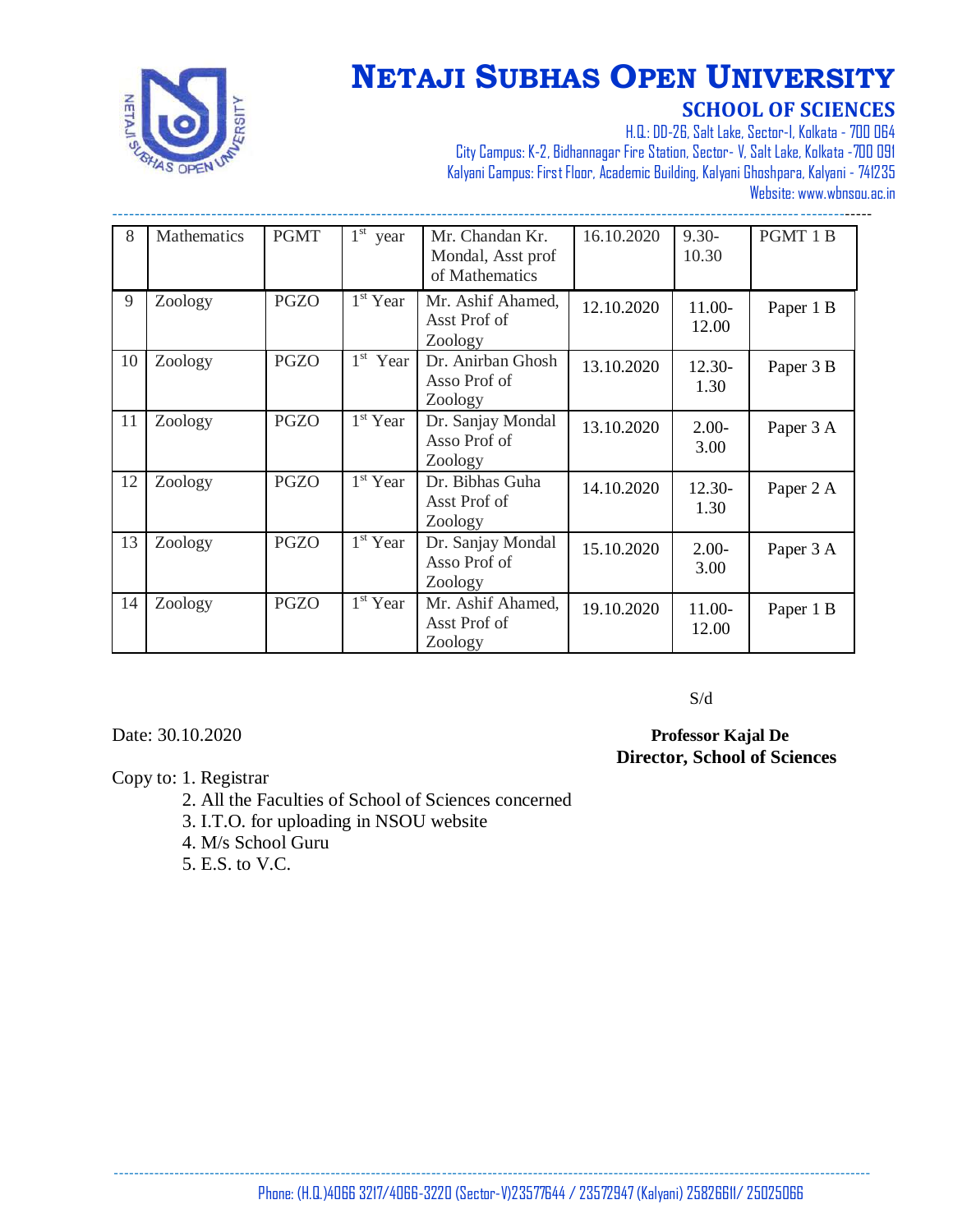# NETAJI SUBHAS OPEN UNIVERSITY

## SCHOOL OF SCIENCES

H.Q.: DD-26, Salt Lake, Sector-I, Kolkata - 700 064
City Campus: K-2, Bidhannagar Fire Station, Sector- V, Salt Lake, Kolkata -700 091
Kalyani Campus: First Floor, Academic Building, Kalyani Ghoshpara, Kalyani - 741235
Website: www.wbnsou.ac.in

| | | | | | | | |
|---|---|---|---|---|---|---|---|
| 8 | Mathematics | PGMT | 1st year | Mr. Chandan Kr. Mondal, Asst prof of Mathematics | 16.10.2020 | 9.30-10.30 | PGMT 1 B |
| 9 | Zoology | PGZO | 1st Year | Mr. Ashif Ahamed, Asst Prof of Zoology | 12.10.2020 | 11.00-12.00 | Paper 1 B |
| 10 | Zoology | PGZO | 1st Year | Dr. Anirban Ghosh Asso Prof of Zoology | 13.10.2020 | 12.30-1.30 | Paper 3 B |
| 11 | Zoology | PGZO | 1st Year | Dr. Sanjay Mondal Asso Prof of Zoology | 13.10.2020 | 2.00-3.00 | Paper 3 A |
| 12 | Zoology | PGZO | 1st Year | Dr. Bibhas Guha Asst Prof of Zoology | 14.10.2020 | 12.30-1.30 | Paper 2 A |
| 13 | Zoology | PGZO | 1st Year | Dr. Sanjay Mondal Asso Prof of Zoology | 15.10.2020 | 2.00-3.00 | Paper 3 A |
| 14 | Zoology | PGZO | 1st Year | Mr. Ashif Ahamed, Asst Prof of Zoology | 19.10.2020 | 11.00-12.00 | Paper 1 B |

S/d

Date: 30.10.2020

**Professor Kajal De**
**Director, School of Sciences**

Copy to: 1. Registrar
2. All the Faculties of School of Sciences concerned
3. I.T.O. for uploading in NSOU website
4. M/s School Guru
5. E.S. to V.C.

Phone: (H.Q.)4066 3217/4066-3220 (Sector-V)23577644 / 23572947 (Kalyani) 25826611/ 25025066